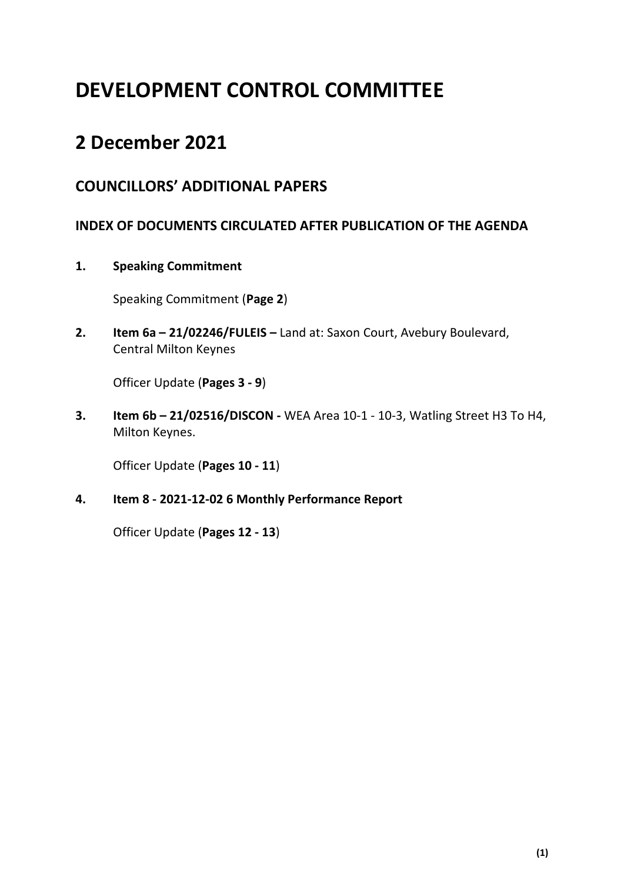# DEVELOPMENT CONTROL COMMITTEE

## 2 December 2021

### COUNCILLORS' ADDITIONAL PAPERS

#### INDEX OF DOCUMENTS CIRCULATED AFTER PUBLICATION OF THE AGENDA

1. **Speaking Commitment**

   Speaking Commitment (**Page 2**)

2. **Item 6a – 21/02246/FULEIS –** Land at: Saxon Court, Avebury Boulevard, Central Milton Keynes

   Officer Update (**Pages 3 - 9**)

3. **Item 6b – 21/02516/DISCON -** WEA Area 10-1 - 10-3, Watling Street H3 To H4, Milton Keynes.

   Officer Update (**Pages 10 - 11**)

4. **Item 8 - 2021-12-02 6 Monthly Performance Report**

   Officer Update (**Pages 12 - 13**)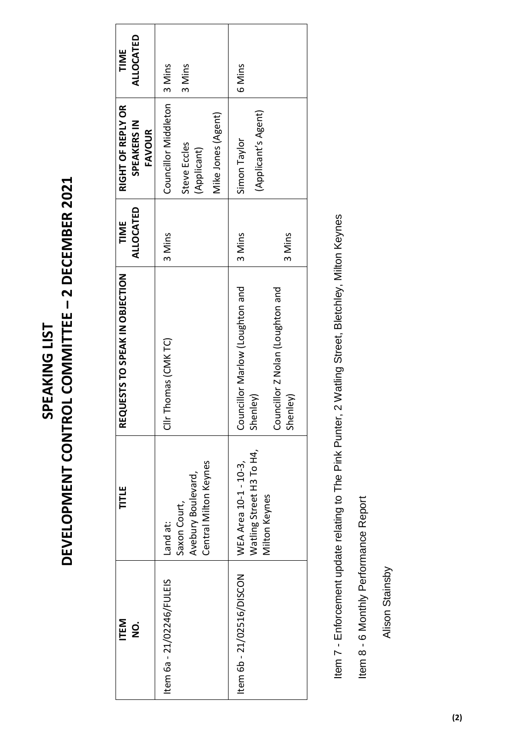# SPEAKING LIST

# DEVELOPMENT CONTROL COMMITTEE – 2 DECEMBER 2021

| ITEM NO. | TITLE | REQUESTS TO SPEAK IN OBJECTION | TIME ALLOCATED | RIGHT OF REPLY OR SPEAKERS IN FAVOUR | TIME ALLOCATED |
|---|---|---|---|---|---|
| Item 6a - 21/02246/FULEIS | Land at: Saxon Court, Avebury Boulevard, Central Milton Keynes | Cllr Thomas (CMK TC) | 3 Mins | Councillor Middleton<br>Steve Eccles (Applicant)<br>Mike Jones (Agent) | 3 Mins<br>3 Mins |
| Item 6b - 21/02516/DISCON | WEA Area 10-1 - 10-3, Watling Street H3 To H4, Milton Keynes | Councillor Marlow (Loughton and Shenley)<br>Councillor Z Nolan (Loughton and Shenley) | 3 Mins<br>3 Mins | Simon Taylor (Applicant's Agent) | 6 Mins |

Item 7 - Enforcement update relating to The Pink Punter, 2 Watling Street, Bletchley, Milton Keynes

Item 8 - 6 Monthly Performance Report

Alison Stainsby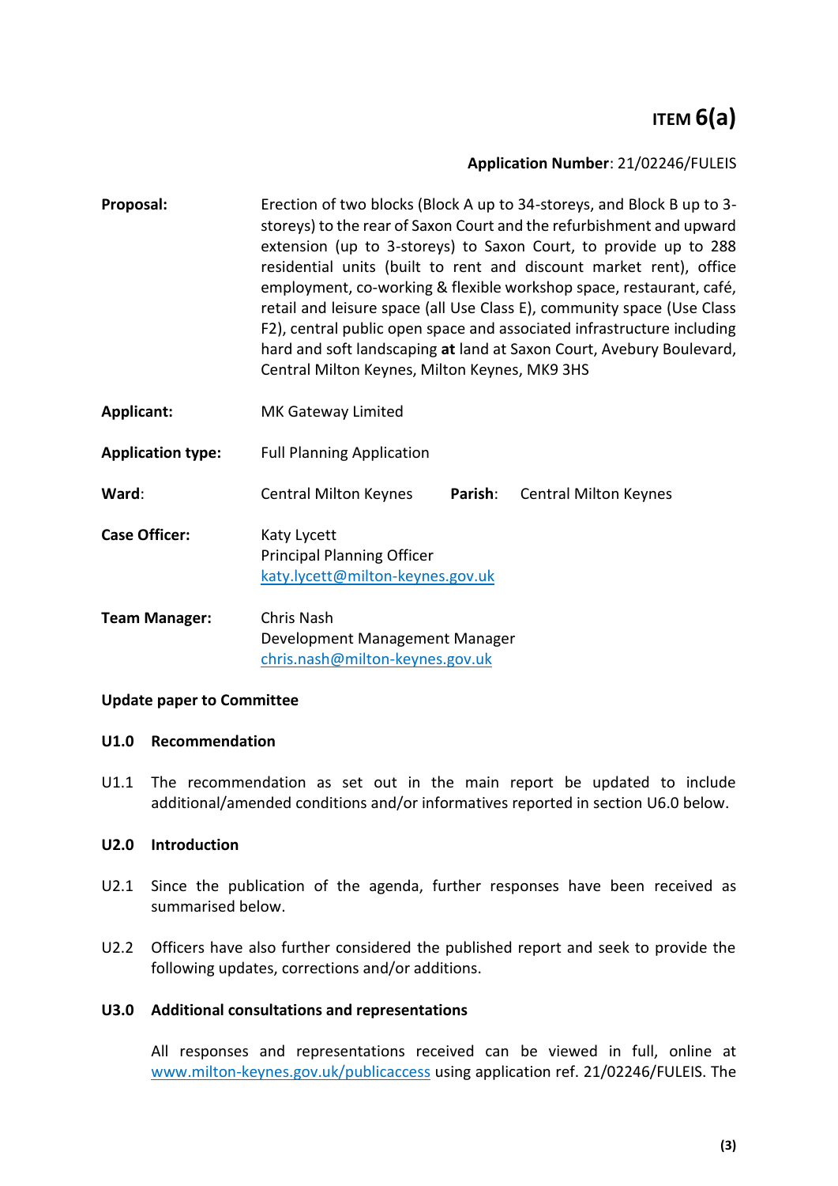# ITEM 6(a)

**Application Number**: 21/02246/FULEIS

| | |
|---|---|
| **Proposal:** | Erection of two blocks (Block A up to 34-storeys, and Block B up to 3-storeys) to the rear of Saxon Court and the refurbishment and upward extension (up to 3-storeys) to Saxon Court, to provide up to 288 residential units (built to rent and discount market rent), office employment, co-working & flexible workshop space, restaurant, café, retail and leisure space (all Use Class E), community space (Use Class F2), central public open space and associated infrastructure including hard and soft landscaping **at** land at Saxon Court, Avebury Boulevard, Central Milton Keynes, Milton Keynes, MK9 3HS |
| **Applicant:** | MK Gateway Limited |
| **Application type:** | Full Planning Application |
| **Ward**: | Central Milton Keynes  **Parish**: Central Milton Keynes |
| **Case Officer:** | Katy Lycett<br>Principal Planning Officer<br>katy.lycett@milton-keynes.gov.uk |
| **Team Manager:** | Chris Nash<br>Development Management Manager<br>chris.nash@milton-keynes.gov.uk |

**Update paper to Committee**

**U1.0 Recommendation**

U1.1 The recommendation as set out in the main report be updated to include additional/amended conditions and/or informatives reported in section U6.0 below.

**U2.0 Introduction**

U2.1 Since the publication of the agenda, further responses have been received as summarised below.

U2.2 Officers have also further considered the published report and seek to provide the following updates, corrections and/or additions.

**U3.0 Additional consultations and representations**

All responses and representations received can be viewed in full, online at www.milton-keynes.gov.uk/publicaccess using application ref. 21/02246/FULEIS. The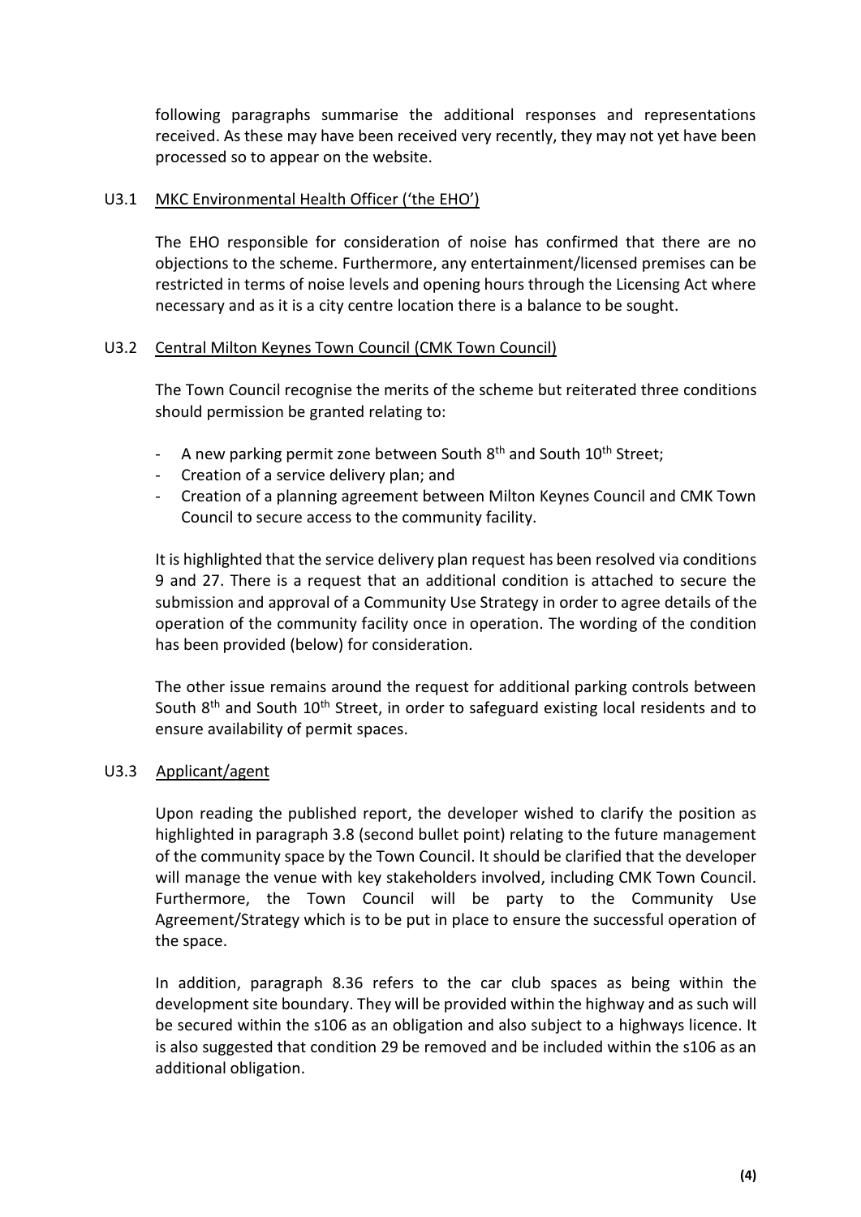following paragraphs summarise the additional responses and representations received. As these may have been received very recently, they may not yet have been processed so to appear on the website.

U3.1 MKC Environmental Health Officer ('the EHO')

The EHO responsible for consideration of noise has confirmed that there are no objections to the scheme. Furthermore, any entertainment/licensed premises can be restricted in terms of noise levels and opening hours through the Licensing Act where necessary and as it is a city centre location there is a balance to be sought.

U3.2 Central Milton Keynes Town Council (CMK Town Council)

The Town Council recognise the merits of the scheme but reiterated three conditions should permission be granted relating to:

- A new parking permit zone between South 8th and South 10th Street;
- Creation of a service delivery plan; and
- Creation of a planning agreement between Milton Keynes Council and CMK Town Council to secure access to the community facility.

It is highlighted that the service delivery plan request has been resolved via conditions 9 and 27. There is a request that an additional condition is attached to secure the submission and approval of a Community Use Strategy in order to agree details of the operation of the community facility once in operation. The wording of the condition has been provided (below) for consideration.

The other issue remains around the request for additional parking controls between South 8th and South 10th Street, in order to safeguard existing local residents and to ensure availability of permit spaces.

U3.3 Applicant/agent

Upon reading the published report, the developer wished to clarify the position as highlighted in paragraph 3.8 (second bullet point) relating to the future management of the community space by the Town Council. It should be clarified that the developer will manage the venue with key stakeholders involved, including CMK Town Council. Furthermore, the Town Council will be party to the Community Use Agreement/Strategy which is to be put in place to ensure the successful operation of the space.

In addition, paragraph 8.36 refers to the car club spaces as being within the development site boundary. They will be provided within the highway and as such will be secured within the s106 as an obligation and also subject to a highways licence. It is also suggested that condition 29 be removed and be included within the s106 as an additional obligation.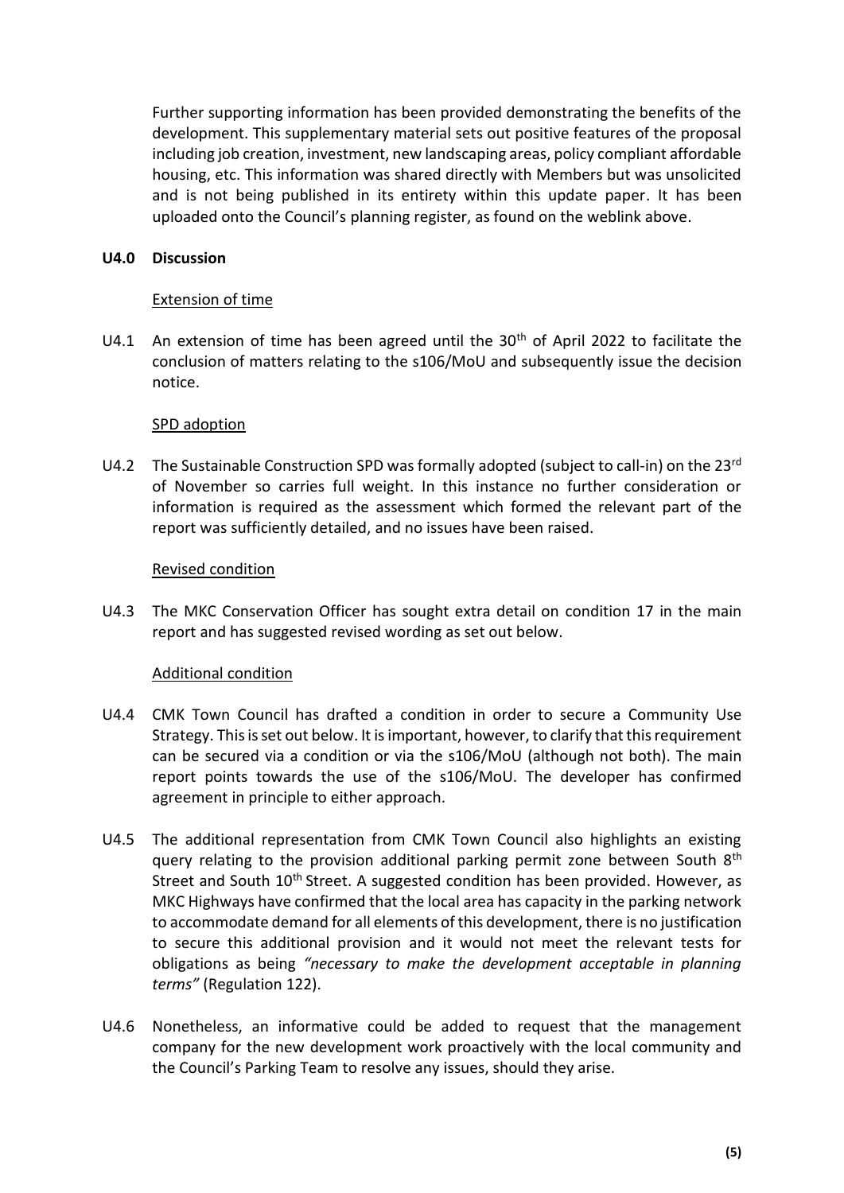Further supporting information has been provided demonstrating the benefits of the development. This supplementary material sets out positive features of the proposal including job creation, investment, new landscaping areas, policy compliant affordable housing, etc. This information was shared directly with Members but was unsolicited and is not being published in its entirety within this update paper. It has been uploaded onto the Council's planning register, as found on the weblink above.

## U4.0 Discussion

Extension of time

U4.1 An extension of time has been agreed until the 30th of April 2022 to facilitate the conclusion of matters relating to the s106/MoU and subsequently issue the decision notice.

SPD adoption

U4.2 The Sustainable Construction SPD was formally adopted (subject to call-in) on the 23rd of November so carries full weight. In this instance no further consideration or information is required as the assessment which formed the relevant part of the report was sufficiently detailed, and no issues have been raised.

Revised condition

U4.3 The MKC Conservation Officer has sought extra detail on condition 17 in the main report and has suggested revised wording as set out below.

Additional condition

U4.4 CMK Town Council has drafted a condition in order to secure a Community Use Strategy. This is set out below. It is important, however, to clarify that this requirement can be secured via a condition or via the s106/MoU (although not both). The main report points towards the use of the s106/MoU. The developer has confirmed agreement in principle to either approach.

U4.5 The additional representation from CMK Town Council also highlights an existing query relating to the provision additional parking permit zone between South 8th Street and South 10th Street. A suggested condition has been provided. However, as MKC Highways have confirmed that the local area has capacity in the parking network to accommodate demand for all elements of this development, there is no justification to secure this additional provision and it would not meet the relevant tests for obligations as being *"necessary to make the development acceptable in planning terms"* (Regulation 122).

U4.6 Nonetheless, an informative could be added to request that the management company for the new development work proactively with the local community and the Council's Parking Team to resolve any issues, should they arise.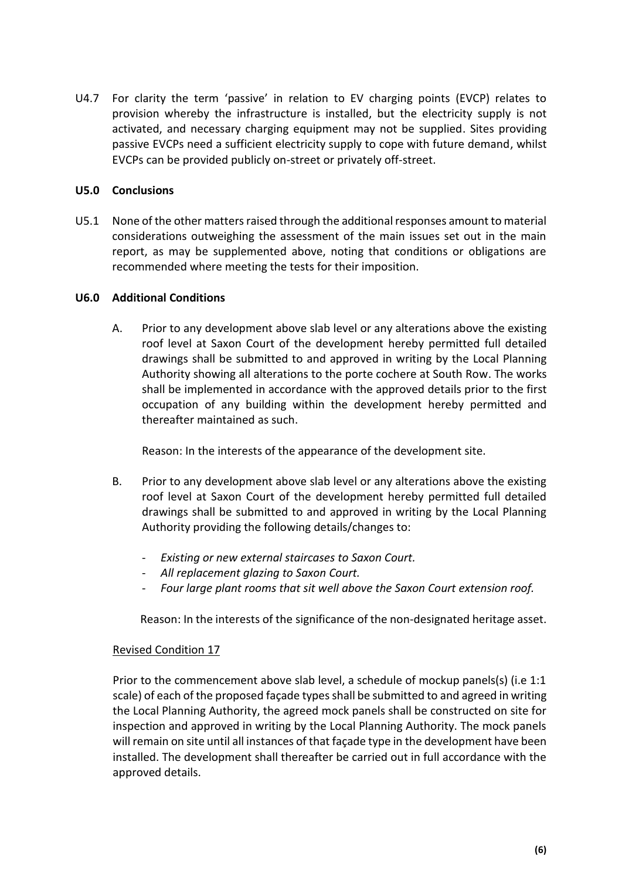U4.7 For clarity the term 'passive' in relation to EV charging points (EVCP) relates to provision whereby the infrastructure is installed, but the electricity supply is not activated, and necessary charging equipment may not be supplied. Sites providing passive EVCPs need a sufficient electricity supply to cope with future demand, whilst EVCPs can be provided publicly on-street or privately off-street.

**U5.0 Conclusions**

U5.1 None of the other matters raised through the additional responses amount to material considerations outweighing the assessment of the main issues set out in the main report, as may be supplemented above, noting that conditions or obligations are recommended where meeting the tests for their imposition.

**U6.0 Additional Conditions**

A. Prior to any development above slab level or any alterations above the existing roof level at Saxon Court of the development hereby permitted full detailed drawings shall be submitted to and approved in writing by the Local Planning Authority showing all alterations to the porte cochere at South Row. The works shall be implemented in accordance with the approved details prior to the first occupation of any building within the development hereby permitted and thereafter maintained as such.

Reason: In the interests of the appearance of the development site.

B. Prior to any development above slab level or any alterations above the existing roof level at Saxon Court of the development hereby permitted full detailed drawings shall be submitted to and approved in writing by the Local Planning Authority providing the following details/changes to:

- *Existing or new external staircases to Saxon Court.*
- *All replacement glazing to Saxon Court.*
- *Four large plant rooms that sit well above the Saxon Court extension roof.*

Reason: In the interests of the significance of the non-designated heritage asset.

Revised Condition 17

Prior to the commencement above slab level, a schedule of mockup panels(s) (i.e 1:1 scale) of each of the proposed façade types shall be submitted to and agreed in writing the Local Planning Authority, the agreed mock panels shall be constructed on site for inspection and approved in writing by the Local Planning Authority. The mock panels will remain on site until all instances of that façade type in the development have been installed. The development shall thereafter be carried out in full accordance with the approved details.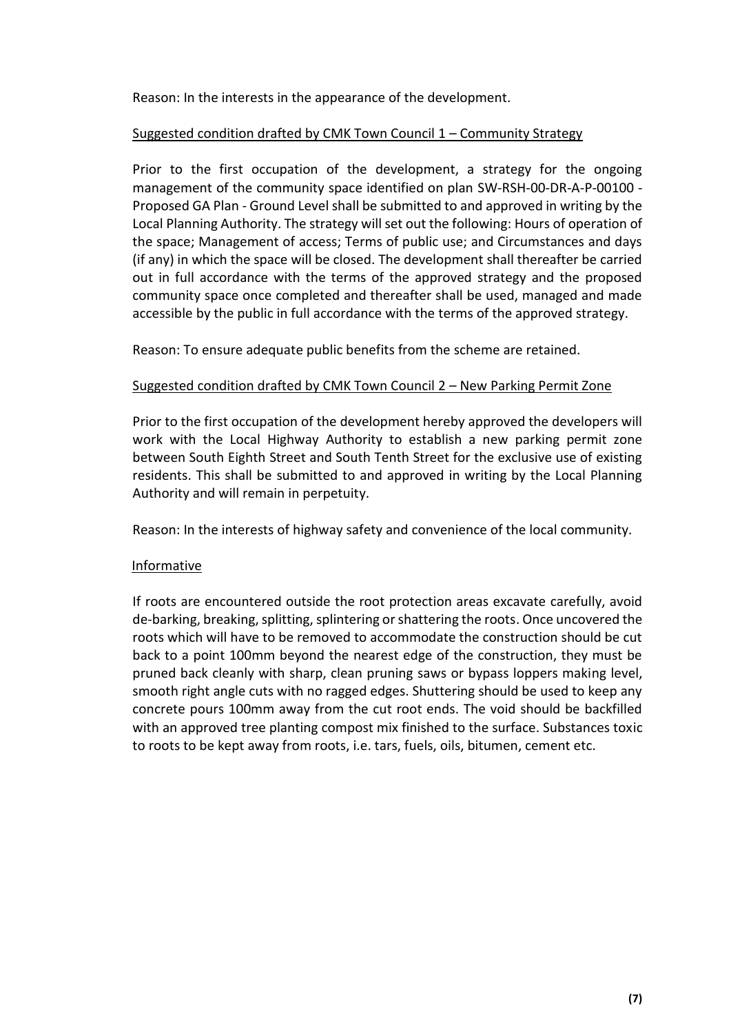Reason: In the interests in the appearance of the development.

Suggested condition drafted by CMK Town Council 1 – Community Strategy

Prior to the first occupation of the development, a strategy for the ongoing management of the community space identified on plan SW-RSH-00-DR-A-P-00100 - Proposed GA Plan - Ground Level shall be submitted to and approved in writing by the Local Planning Authority. The strategy will set out the following: Hours of operation of the space; Management of access; Terms of public use; and Circumstances and days (if any) in which the space will be closed. The development shall thereafter be carried out in full accordance with the terms of the approved strategy and the proposed community space once completed and thereafter shall be used, managed and made accessible by the public in full accordance with the terms of the approved strategy.

Reason: To ensure adequate public benefits from the scheme are retained.

Suggested condition drafted by CMK Town Council 2 – New Parking Permit Zone

Prior to the first occupation of the development hereby approved the developers will work with the Local Highway Authority to establish a new parking permit zone between South Eighth Street and South Tenth Street for the exclusive use of existing residents. This shall be submitted to and approved in writing by the Local Planning Authority and will remain in perpetuity.

Reason: In the interests of highway safety and convenience of the local community.

Informative

If roots are encountered outside the root protection areas excavate carefully, avoid de-barking, breaking, splitting, splintering or shattering the roots. Once uncovered the roots which will have to be removed to accommodate the construction should be cut back to a point 100mm beyond the nearest edge of the construction, they must be pruned back cleanly with sharp, clean pruning saws or bypass loppers making level, smooth right angle cuts with no ragged edges. Shuttering should be used to keep any concrete pours 100mm away from the cut root ends. The void should be backfilled with an approved tree planting compost mix finished to the surface. Substances toxic to roots to be kept away from roots, i.e. tars, fuels, oils, bitumen, cement etc.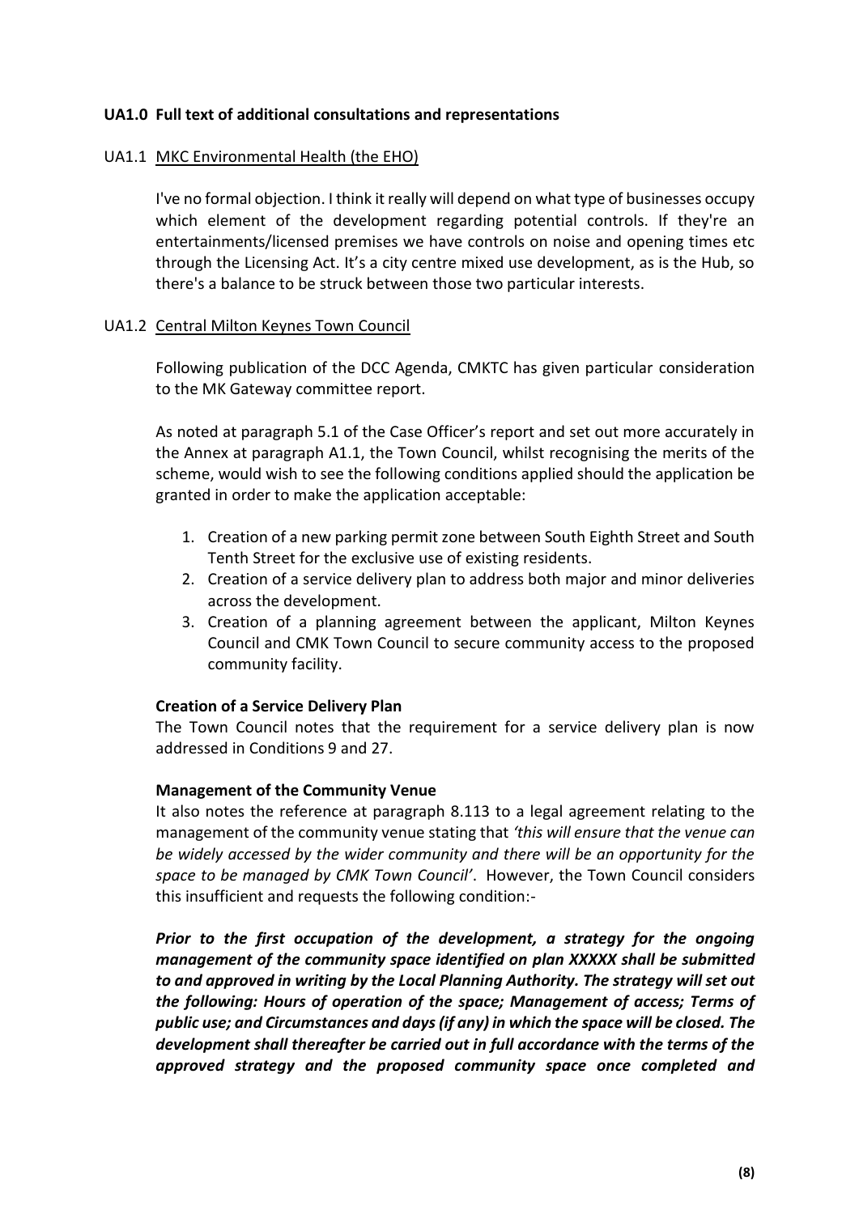**UA1.0 Full text of additional consultations and representations**

UA1.1 <u>MKC Environmental Health (the EHO)</u>

I've no formal objection. I think it really will depend on what type of businesses occupy which element of the development regarding potential controls. If they're an entertainments/licensed premises we have controls on noise and opening times etc through the Licensing Act. It's a city centre mixed use development, as is the Hub, so there's a balance to be struck between those two particular interests.

UA1.2 <u>Central Milton Keynes Town Council</u>

Following publication of the DCC Agenda, CMKTC has given particular consideration to the MK Gateway committee report.

As noted at paragraph 5.1 of the Case Officer's report and set out more accurately in the Annex at paragraph A1.1, the Town Council, whilst recognising the merits of the scheme, would wish to see the following conditions applied should the application be granted in order to make the application acceptable:

1. Creation of a new parking permit zone between South Eighth Street and South Tenth Street for the exclusive use of existing residents.
2. Creation of a service delivery plan to address both major and minor deliveries across the development.
3. Creation of a planning agreement between the applicant, Milton Keynes Council and CMK Town Council to secure community access to the proposed community facility.

**Creation of a Service Delivery Plan**

The Town Council notes that the requirement for a service delivery plan is now addressed in Conditions 9 and 27.

**Management of the Community Venue**

It also notes the reference at paragraph 8.113 to a legal agreement relating to the management of the community venue stating that *'this will ensure that the venue can be widely accessed by the wider community and there will be an opportunity for the space to be managed by CMK Town Council'*. However, the Town Council considers this insufficient and requests the following condition:-

***Prior to the first occupation of the development, a strategy for the ongoing management of the community space identified on plan XXXXX shall be submitted to and approved in writing by the Local Planning Authority. The strategy will set out the following: Hours of operation of the space; Management of access; Terms of public use; and Circumstances and days (if any) in which the space will be closed. The development shall thereafter be carried out in full accordance with the terms of the approved strategy and the proposed community space once completed and***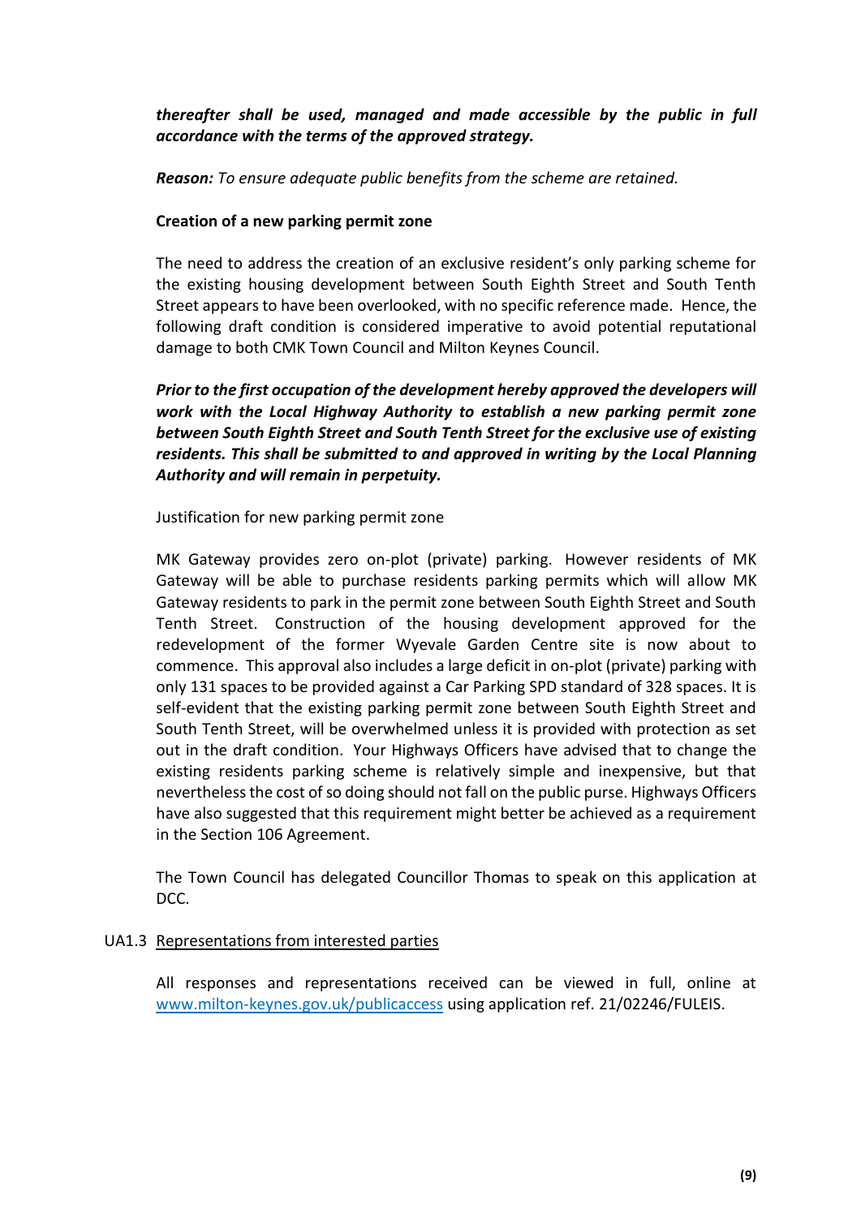***thereafter shall be used, managed and made accessible by the public in full accordance with the terms of the approved strategy.***

***Reason:*** *To ensure adequate public benefits from the scheme are retained.*

**Creation of a new parking permit zone**

The need to address the creation of an exclusive resident's only parking scheme for the existing housing development between South Eighth Street and South Tenth Street appears to have been overlooked, with no specific reference made. Hence, the following draft condition is considered imperative to avoid potential reputational damage to both CMK Town Council and Milton Keynes Council.

***Prior to the first occupation of the development hereby approved the developers will work with the Local Highway Authority to establish a new parking permit zone between South Eighth Street and South Tenth Street for the exclusive use of existing residents. This shall be submitted to and approved in writing by the Local Planning Authority and will remain in perpetuity.***

Justification for new parking permit zone

MK Gateway provides zero on-plot (private) parking. However residents of MK Gateway will be able to purchase residents parking permits which will allow MK Gateway residents to park in the permit zone between South Eighth Street and South Tenth Street. Construction of the housing development approved for the redevelopment of the former Wyevale Garden Centre site is now about to commence. This approval also includes a large deficit in on-plot (private) parking with only 131 spaces to be provided against a Car Parking SPD standard of 328 spaces. It is self-evident that the existing parking permit zone between South Eighth Street and South Tenth Street, will be overwhelmed unless it is provided with protection as set out in the draft condition. Your Highways Officers have advised that to change the existing residents parking scheme is relatively simple and inexpensive, but that nevertheless the cost of so doing should not fall on the public purse. Highways Officers have also suggested that this requirement might better be achieved as a requirement in the Section 106 Agreement.

The Town Council has delegated Councillor Thomas to speak on this application at DCC.

UA1.3 Representations from interested parties

All responses and representations received can be viewed in full, online at [www.milton-keynes.gov.uk/publicaccess](http://www.milton-keynes.gov.uk/publicaccess) using application ref. 21/02246/FULEIS.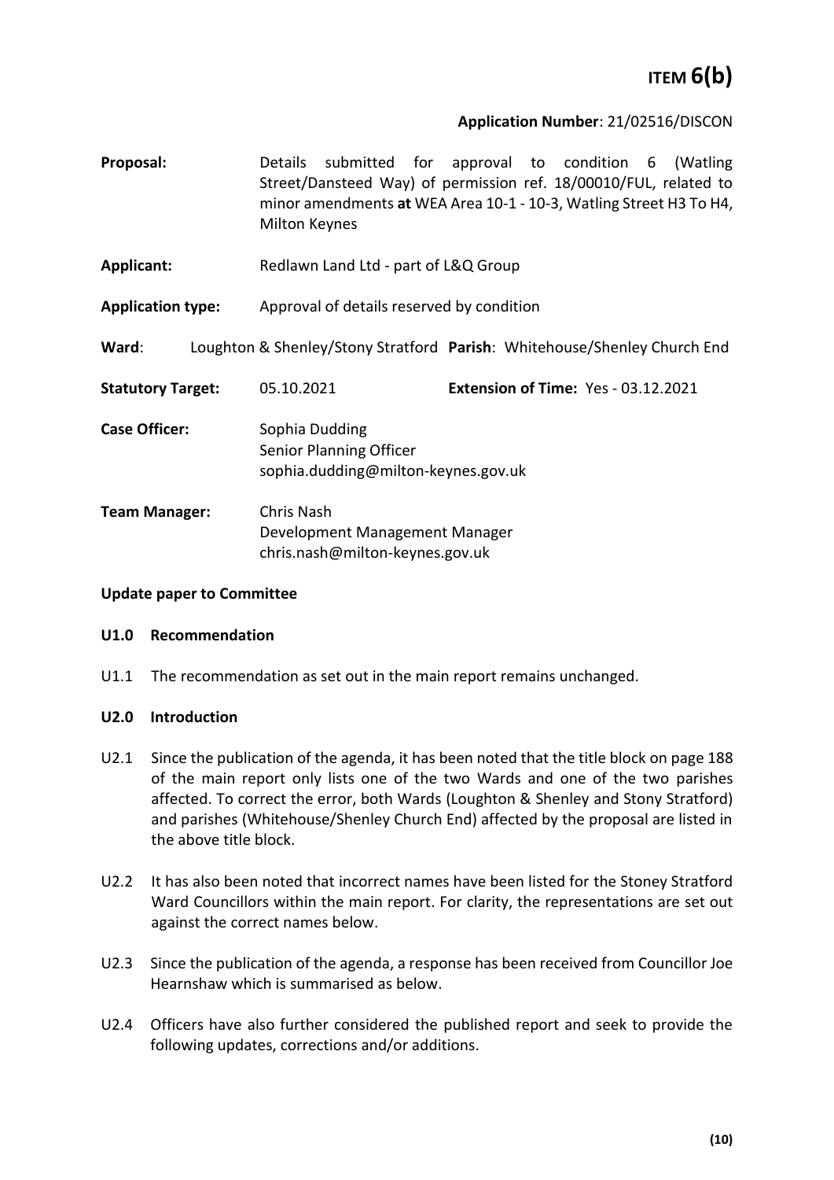# ITEM 6(b)

**Application Number**: 21/02516/DISCON

| | |
|---|---|
| **Proposal:** | Details submitted for approval to condition 6 (Watling Street/Dansteed Way) of permission ref. 18/00010/FUL, related to minor amendments **at** WEA Area 10-1 - 10-3, Watling Street H3 To H4, Milton Keynes |
| **Applicant:** | Redlawn Land Ltd - part of L&Q Group |
| **Application type:** | Approval of details reserved by condition |
| **Ward**: | Loughton & Shenley/Stony Stratford **Parish**: Whitehouse/Shenley Church End |
| **Statutory Target:** | 05.10.2021 **Extension of Time:** Yes - 03.12.2021 |
| **Case Officer:** | Sophia Dudding<br>Senior Planning Officer<br>sophia.dudding@milton-keynes.gov.uk |
| **Team Manager:** | Chris Nash<br>Development Management Manager<br>chris.nash@milton-keynes.gov.uk |

**Update paper to Committee**

**U1.0 Recommendation**

U1.1 The recommendation as set out in the main report remains unchanged.

**U2.0 Introduction**

U2.1 Since the publication of the agenda, it has been noted that the title block on page 188 of the main report only lists one of the two Wards and one of the two parishes affected. To correct the error, both Wards (Loughton & Shenley and Stony Stratford) and parishes (Whitehouse/Shenley Church End) affected by the proposal are listed in the above title block.

U2.2 It has also been noted that incorrect names have been listed for the Stoney Stratford Ward Councillors within the main report. For clarity, the representations are set out against the correct names below.

U2.3 Since the publication of the agenda, a response has been received from Councillor Joe Hearnshaw which is summarised as below.

U2.4 Officers have also further considered the published report and seek to provide the following updates, corrections and/or additions.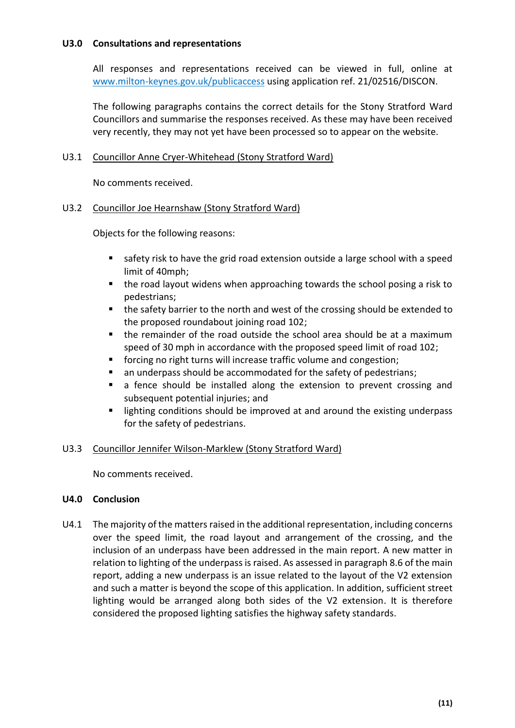## U3.0 Consultations and representations

All responses and representations received can be viewed in full, online at [www.milton-keynes.gov.uk/publicaccess](www.milton-keynes.gov.uk/publicaccess) using application ref. 21/02516/DISCON.

The following paragraphs contains the correct details for the Stony Stratford Ward Councillors and summarise the responses received. As these may have been received very recently, they may not yet have been processed so to appear on the website.

U3.1 <u>Councillor Anne Cryer-Whitehead (Stony Stratford Ward)</u>

No comments received.

U3.2 <u>Councillor Joe Hearnshaw (Stony Stratford Ward)</u>

Objects for the following reasons:

- safety risk to have the grid road extension outside a large school with a speed limit of 40mph;
- the road layout widens when approaching towards the school posing a risk to pedestrians;
- the safety barrier to the north and west of the crossing should be extended to the proposed roundabout joining road 102;
- the remainder of the road outside the school area should be at a maximum speed of 30 mph in accordance with the proposed speed limit of road 102;
- forcing no right turns will increase traffic volume and congestion;
- an underpass should be accommodated for the safety of pedestrians;
- a fence should be installed along the extension to prevent crossing and subsequent potential injuries; and
- lighting conditions should be improved at and around the existing underpass for the safety of pedestrians.

U3.3 <u>Councillor Jennifer Wilson-Marklew (Stony Stratford Ward)</u>

No comments received.

## U4.0 Conclusion

U4.1 The majority of the matters raised in the additional representation, including concerns over the speed limit, the road layout and arrangement of the crossing, and the inclusion of an underpass have been addressed in the main report. A new matter in relation to lighting of the underpass is raised. As assessed in paragraph 8.6 of the main report, adding a new underpass is an issue related to the layout of the V2 extension and such a matter is beyond the scope of this application. In addition, sufficient street lighting would be arranged along both sides of the V2 extension. It is therefore considered the proposed lighting satisfies the highway safety standards.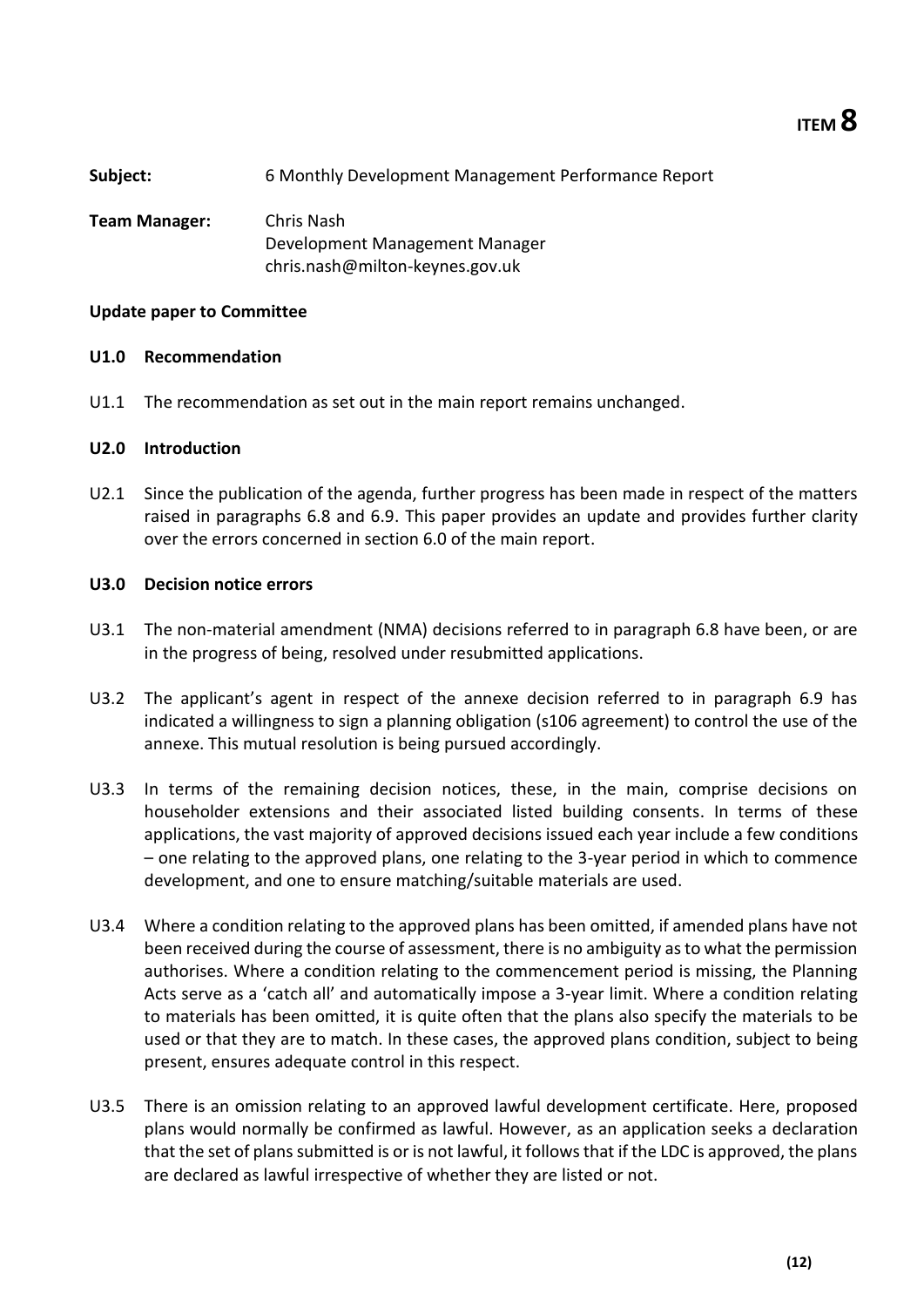# ITEM 8

**Subject:** 6 Monthly Development Management Performance Report

**Team Manager:** Chris Nash
Development Management Manager
chris.nash@milton-keynes.gov.uk

**Update paper to Committee**

**U1.0 Recommendation**

U1.1 The recommendation as set out in the main report remains unchanged.

**U2.0 Introduction**

U2.1 Since the publication of the agenda, further progress has been made in respect of the matters raised in paragraphs 6.8 and 6.9. This paper provides an update and provides further clarity over the errors concerned in section 6.0 of the main report.

**U3.0 Decision notice errors**

U3.1 The non-material amendment (NMA) decisions referred to in paragraph 6.8 have been, or are in the progress of being, resolved under resubmitted applications.

U3.2 The applicant's agent in respect of the annexe decision referred to in paragraph 6.9 has indicated a willingness to sign a planning obligation (s106 agreement) to control the use of the annexe. This mutual resolution is being pursued accordingly.

U3.3 In terms of the remaining decision notices, these, in the main, comprise decisions on householder extensions and their associated listed building consents. In terms of these applications, the vast majority of approved decisions issued each year include a few conditions – one relating to the approved plans, one relating to the 3-year period in which to commence development, and one to ensure matching/suitable materials are used.

U3.4 Where a condition relating to the approved plans has been omitted, if amended plans have not been received during the course of assessment, there is no ambiguity as to what the permission authorises. Where a condition relating to the commencement period is missing, the Planning Acts serve as a 'catch all' and automatically impose a 3-year limit. Where a condition relating to materials has been omitted, it is quite often that the plans also specify the materials to be used or that they are to match. In these cases, the approved plans condition, subject to being present, ensures adequate control in this respect.

U3.5 There is an omission relating to an approved lawful development certificate. Here, proposed plans would normally be confirmed as lawful. However, as an application seeks a declaration that the set of plans submitted is or is not lawful, it follows that if the LDC is approved, the plans are declared as lawful irrespective of whether they are listed or not.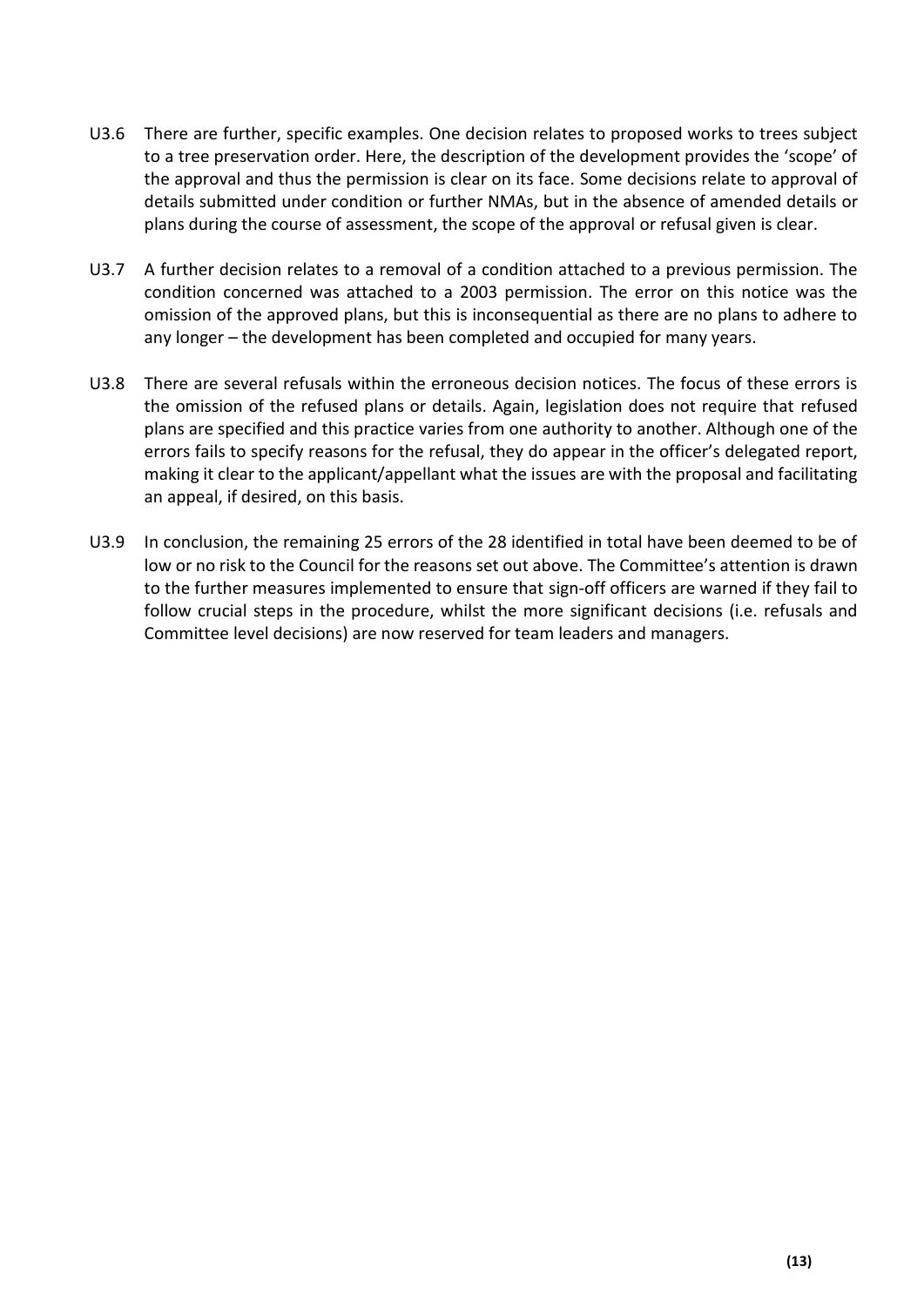U3.6 There are further, specific examples. One decision relates to proposed works to trees subject to a tree preservation order. Here, the description of the development provides the 'scope' of the approval and thus the permission is clear on its face. Some decisions relate to approval of details submitted under condition or further NMAs, but in the absence of amended details or plans during the course of assessment, the scope of the approval or refusal given is clear.

U3.7 A further decision relates to a removal of a condition attached to a previous permission. The condition concerned was attached to a 2003 permission. The error on this notice was the omission of the approved plans, but this is inconsequential as there are no plans to adhere to any longer – the development has been completed and occupied for many years.

U3.8 There are several refusals within the erroneous decision notices. The focus of these errors is the omission of the refused plans or details. Again, legislation does not require that refused plans are specified and this practice varies from one authority to another. Although one of the errors fails to specify reasons for the refusal, they do appear in the officer's delegated report, making it clear to the applicant/appellant what the issues are with the proposal and facilitating an appeal, if desired, on this basis.

U3.9 In conclusion, the remaining 25 errors of the 28 identified in total have been deemed to be of low or no risk to the Council for the reasons set out above. The Committee's attention is drawn to the further measures implemented to ensure that sign-off officers are warned if they fail to follow crucial steps in the procedure, whilst the more significant decisions (i.e. refusals and Committee level decisions) are now reserved for team leaders and managers.